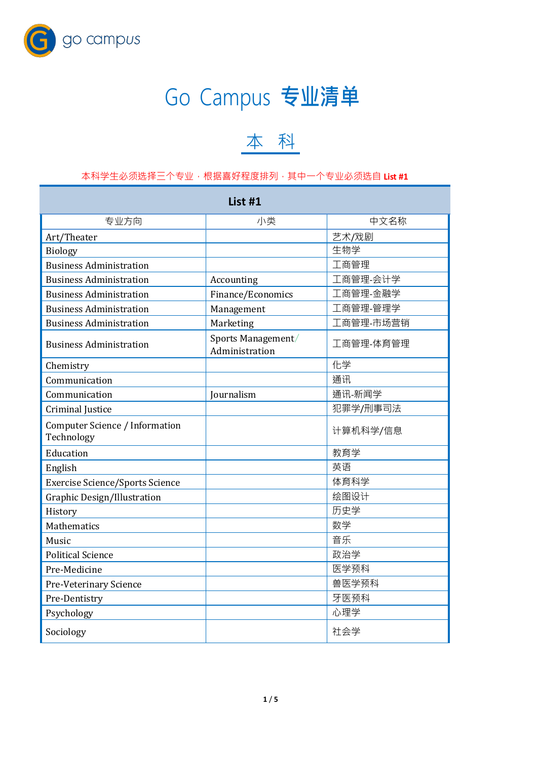go campus

# Go Campus 专业清单

## 本 科

本科学生必须选择三个专业，根据喜好程度排列，其中一个专业必须选自 **List #1**

| **List #1** | | |
|---|---|---|
| 专业方向 | 小类 | 中文名称 |
| Art/Theater | | 艺术/戏剧 |
| Biology | | 生物学 |
| Business Administration | | 工商管理 |
| Business Administration | Accounting | 工商管理-会计学 |
| Business Administration | Finance/Economics | 工商管理-金融学 |
| Business Administration | Management | 工商管理-管理学 |
| Business Administration | Marketing | 工商管理-市场营销 |
| Business Administration | Sports Management/ Administration | 工商管理-体育管理 |
| Chemistry | | 化学 |
| Communication | | 通讯 |
| Communication | Journalism | 通讯-新闻学 |
| Criminal Justice | | 犯罪学/刑事司法 |
| Computer Science / Information Technology | | 计算机科学/信息 |
| Education | | 教育学 |
| English | | 英语 |
| Exercise Science/Sports Science | | 体育科学 |
| Graphic Design/Illustration | | 绘图设计 |
| History | | 历史学 |
| Mathematics | | 数学 |
| Music | | 音乐 |
| Political Science | | 政治学 |
| Pre-Medicine | | 医学预科 |
| Pre-Veterinary Science | | 兽医学预科 |
| Pre-Dentistry | | 牙医预科 |
| Psychology | | 心理学 |
| Sociology | | 社会学 |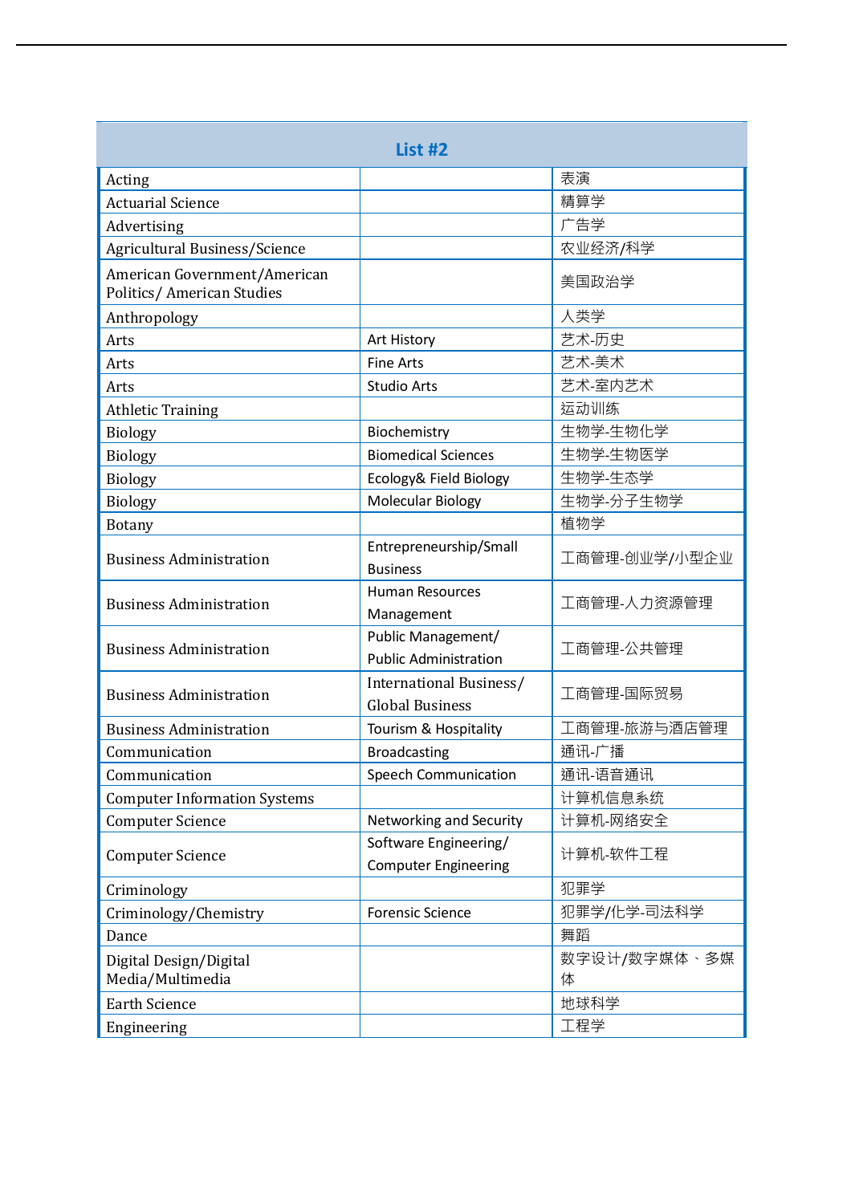| List #2 | | |
|---|---|---|
| Acting | | 表演 |
| Actuarial Science | | 精算学 |
| Advertising | | 广告学 |
| Agricultural Business/Science | | 农业经济/科学 |
| American Government/American Politics/ American Studies | | 美国政治学 |
| Anthropology | | 人类学 |
| Arts | Art History | 艺术-历史 |
| Arts | Fine Arts | 艺术-美术 |
| Arts | Studio Arts | 艺术-室内艺术 |
| Athletic Training | | 运动训练 |
| Biology | Biochemistry | 生物学-生物化学 |
| Biology | Biomedical Sciences | 生物学-生物医学 |
| Biology | Ecology& Field Biology | 生物学-生态学 |
| Biology | Molecular Biology | 生物学-分子生物学 |
| Botany | | 植物学 |
| Business Administration | Entrepreneurship/Small Business | 工商管理-创业学/小型企业 |
| Business Administration | Human Resources Management | 工商管理-人力资源管理 |
| Business Administration | Public Management/ Public Administration | 工商管理-公共管理 |
| Business Administration | International Business/ Global Business | 工商管理-国际贸易 |
| Business Administration | Tourism & Hospitality | 工商管理-旅游与酒店管理 |
| Communication | Broadcasting | 通讯-广播 |
| Communication | Speech Communication | 通讯-语音通讯 |
| Computer Information Systems | | 计算机信息系统 |
| Computer Science | Networking and Security | 计算机-网络安全 |
| Computer Science | Software Engineering/ Computer Engineering | 计算机-软件工程 |
| Criminology | | 犯罪学 |
| Criminology/Chemistry | Forensic Science | 犯罪学/化学-司法科学 |
| Dance | | 舞蹈 |
| Digital Design/Digital Media/Multimedia | | 数字设计/数字媒体、多媒体 |
| Earth Science | | 地球科学 |
| Engineering | | 工程学 |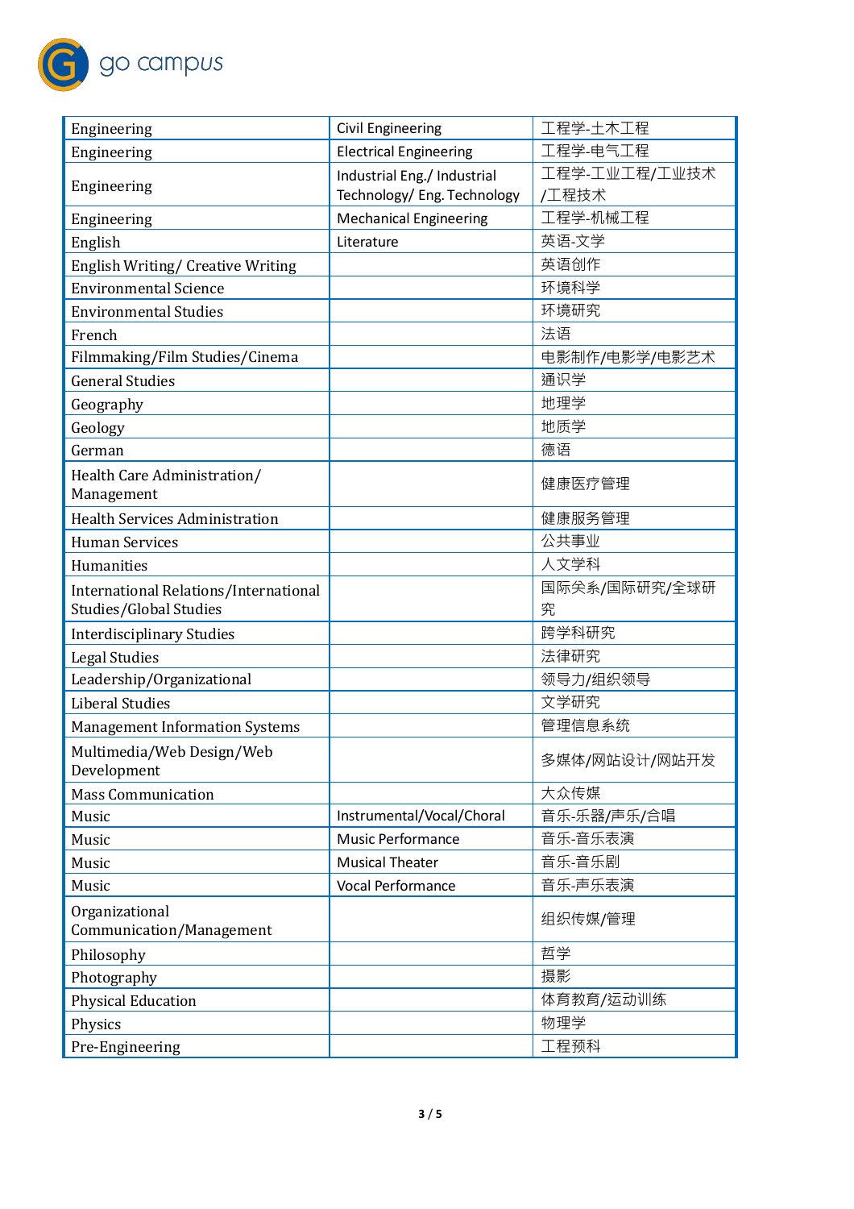| Engineering | Civil Engineering | 工程学-土木工程 |
|---|---|---|
| Engineering | Electrical Engineering | 工程学-电气工程 |
| Engineering | Industrial Eng./ Industrial Technology/ Eng. Technology | 工程学-工业工程/工业技术/工程技术 |
| Engineering | Mechanical Engineering | 工程学-机械工程 |
| English | Literature | 英语-文学 |
| English Writing/ Creative Writing | | 英语创作 |
| Environmental Science | | 环境科学 |
| Environmental Studies | | 环境研究 |
| French | | 法语 |
| Filmmaking/Film Studies/Cinema | | 电影制作/电影学/电影艺术 |
| General Studies | | 通识学 |
| Geography | | 地理学 |
| Geology | | 地质学 |
| German | | 德语 |
| Health Care Administration/ Management | | 健康医疗管理 |
| Health Services Administration | | 健康服务管理 |
| Human Services | | 公共事业 |
| Humanities | | 人文学科 |
| International Relations/International Studies/Global Studies | | 国际关系/国际研究/全球研究 |
| Interdisciplinary Studies | | 跨学科研究 |
| Legal Studies | | 法律研究 |
| Leadership/Organizational | | 领导力/组织领导 |
| Liberal Studies | | 文学研究 |
| Management Information Systems | | 管理信息系统 |
| Multimedia/Web Design/Web Development | | 多媒体/网站设计/网站开发 |
| Mass Communication | | 大众传媒 |
| Music | Instrumental/Vocal/Choral | 音乐-乐器/声乐/合唱 |
| Music | Music Performance | 音乐-音乐表演 |
| Music | Musical Theater | 音乐-音乐剧 |
| Music | Vocal Performance | 音乐-声乐表演 |
| Organizational Communication/Management | | 组织传媒/管理 |
| Philosophy | | 哲学 |
| Photography | | 摄影 |
| Physical Education | | 体育教育/运动训练 |
| Physics | | 物理学 |
| Pre-Engineering | | 工程预科 |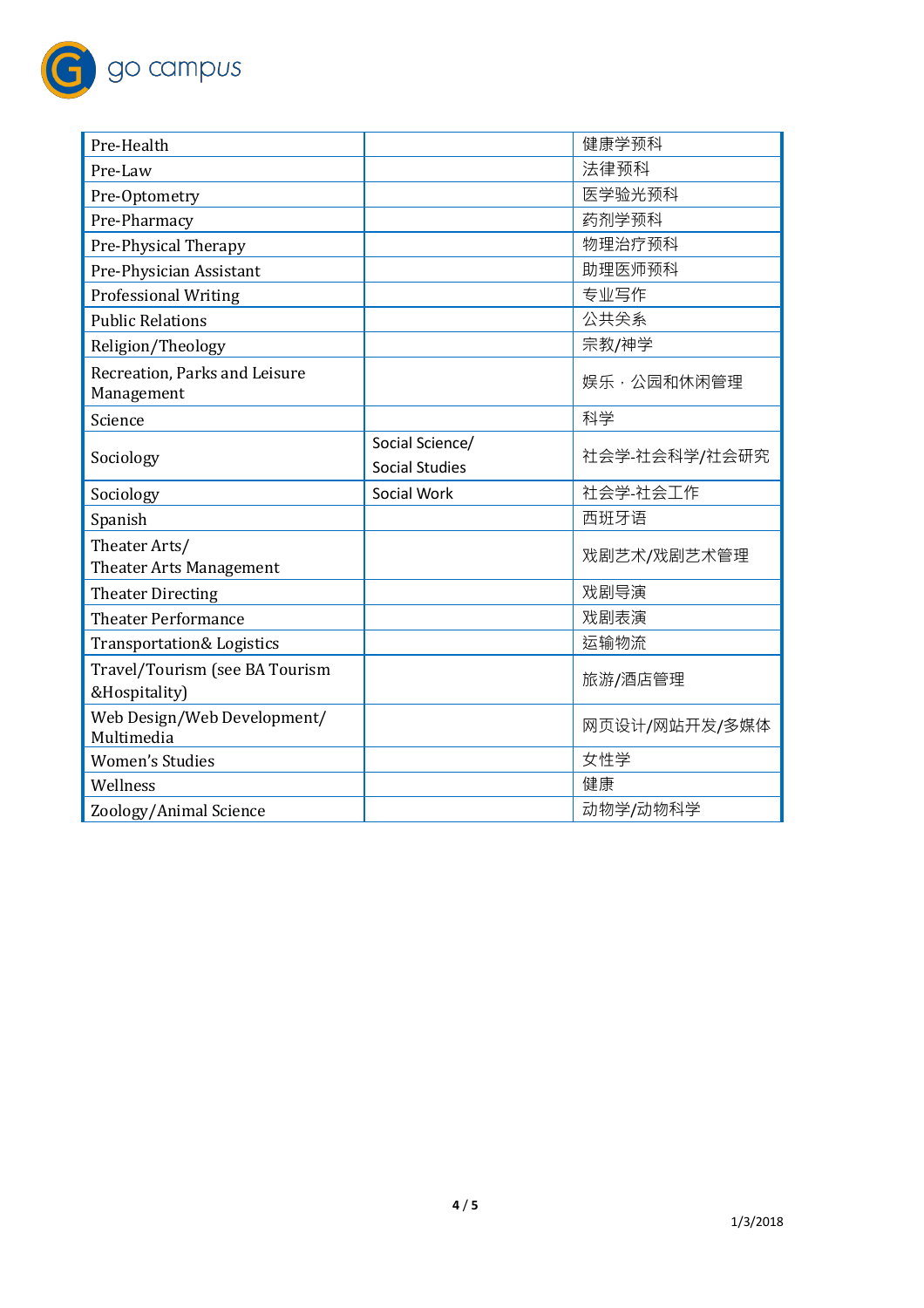| Pre-Health | | 健康学预科 |
| --- | --- | --- |
| Pre-Law | | 法律预科 |
| Pre-Optometry | | 医学验光预科 |
| Pre-Pharmacy | | 药剂学预科 |
| Pre-Physical Therapy | | 物理治疗预科 |
| Pre-Physician Assistant | | 助理医师预科 |
| Professional Writing | | 专业写作 |
| Public Relations | | 公共关系 |
| Religion/Theology | | 宗教/神学 |
| Recreation, Parks and Leisure Management | | 娱乐，公园和休闲管理 |
| Science | | 科学 |
| Sociology | Social Science/ Social Studies | 社会学-社会科学/社会研究 |
| Sociology | Social Work | 社会学-社会工作 |
| Spanish | | 西班牙语 |
| Theater Arts/ Theater Arts Management | | 戏剧艺术/戏剧艺术管理 |
| Theater Directing | | 戏剧导演 |
| Theater Performance | | 戏剧表演 |
| Transportation& Logistics | | 运输物流 |
| Travel/Tourism (see BA Tourism &Hospitality) | | 旅游/酒店管理 |
| Web Design/Web Development/ Multimedia | | 网页设计/网站开发/多媒体 |
| Women's Studies | | 女性学 |
| Wellness | | 健康 |
| Zoology/Animal Science | | 动物学/动物科学 |

1/3/2018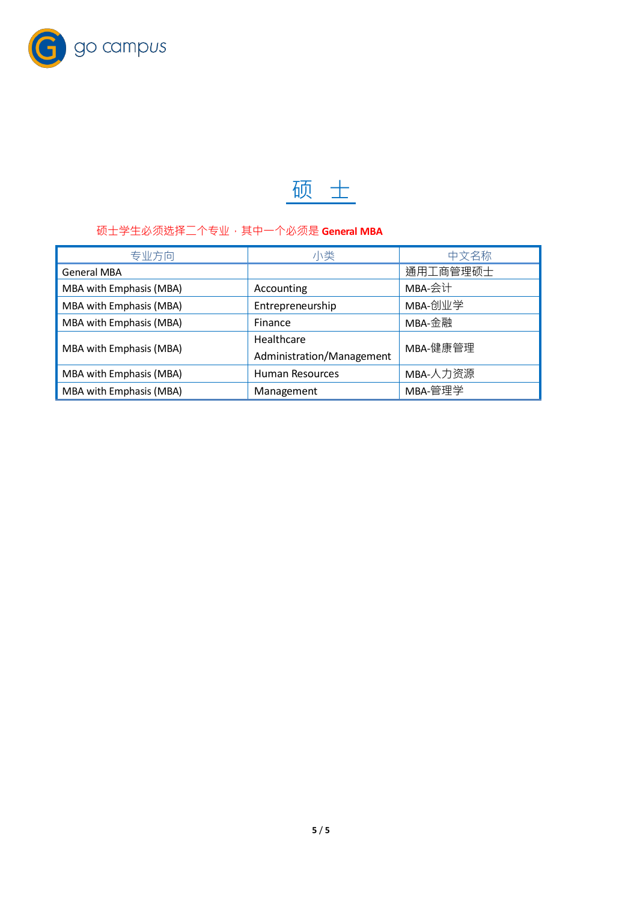# 硕 士

硕士学生必须选择二个专业，其中一个必须是 **General MBA**

| 专业方向 | 小类 | 中文名称 |
|---|---|---|
| General MBA | | 通用工商管理硕士 |
| MBA with Emphasis (MBA) | Accounting | MBA-会计 |
| MBA with Emphasis (MBA) | Entrepreneurship | MBA-创业学 |
| MBA with Emphasis (MBA) | Finance | MBA-金融 |
| MBA with Emphasis (MBA) | Healthcare Administration/Management | MBA-健康管理 |
| MBA with Emphasis (MBA) | Human Resources | MBA-人力资源 |
| MBA with Emphasis (MBA) | Management | MBA-管理学 |